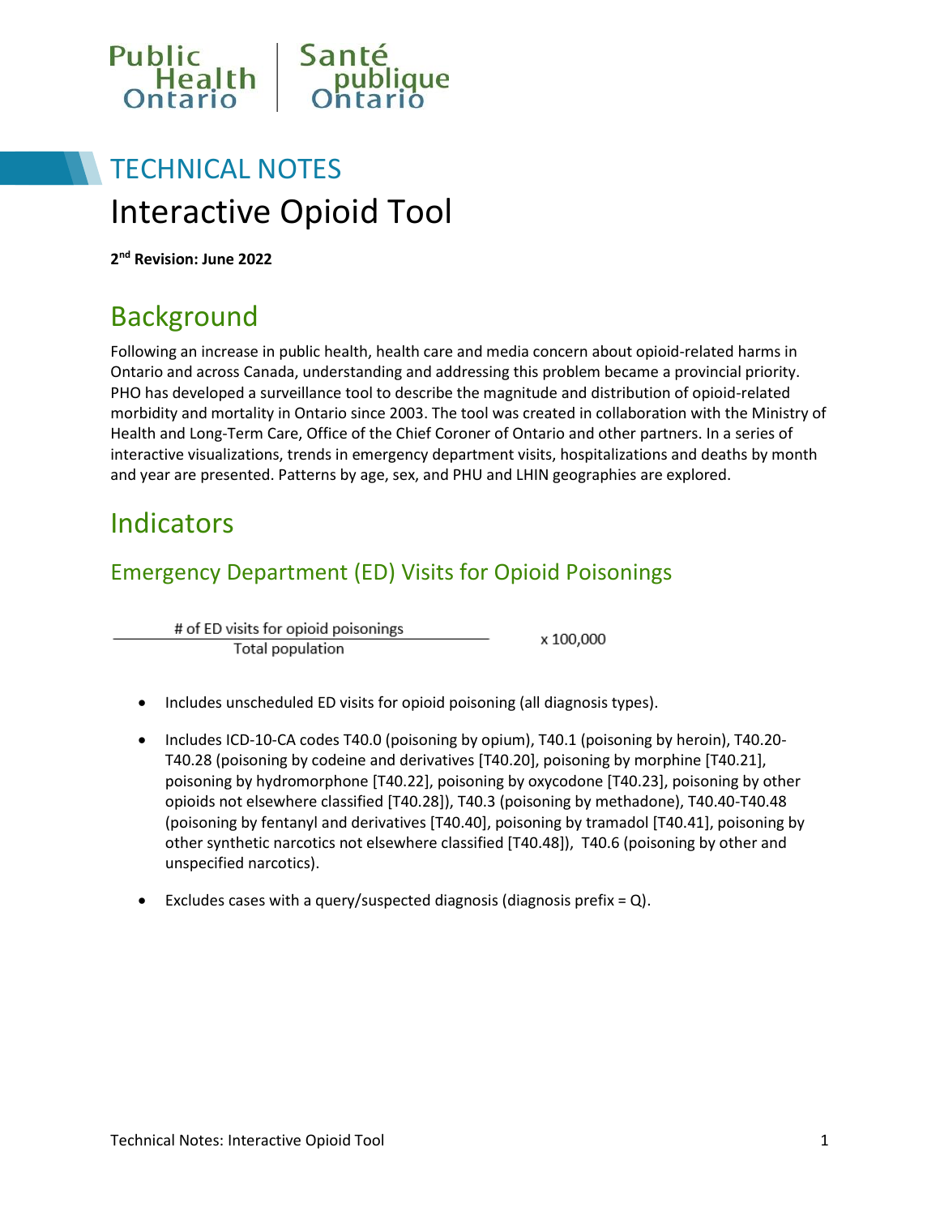Public Health Ontario | Santé publique Ontario

# TECHNICAL NOTES

# Interactive Opioid Tool

**2nd Revision: June 2022**

## Background

Following an increase in public health, health care and media concern about opioid-related harms in Ontario and across Canada, understanding and addressing this problem became a provincial priority. PHO has developed a surveillance tool to describe the magnitude and distribution of opioid-related morbidity and mortality in Ontario since 2003. The tool was created in collaboration with the Ministry of Health and Long-Term Care, Office of the Chief Coroner of Ontario and other partners. In a series of interactive visualizations, trends in emergency department visits, hospitalizations and deaths by month and year are presented. Patterns by age, sex, and PHU and LHIN geographies are explored.

## Indicators

### Emergency Department (ED) Visits for Opioid Poisonings

$$\frac{\text{\# of ED visits for opioid poisonings}}{\text{Total population}} \times 100{,}000$$

- Includes unscheduled ED visits for opioid poisoning (all diagnosis types).
- Includes ICD-10-CA codes T40.0 (poisoning by opium), T40.1 (poisoning by heroin), T40.20-T40.28 (poisoning by codeine and derivatives [T40.20], poisoning by morphine [T40.21], poisoning by hydromorphone [T40.22], poisoning by oxycodone [T40.23], poisoning by other opioids not elsewhere classified [T40.28]), T40.3 (poisoning by methadone), T40.40-T40.48 (poisoning by fentanyl and derivatives [T40.40], poisoning by tramadol [T40.41], poisoning by other synthetic narcotics not elsewhere classified [T40.48]), T40.6 (poisoning by other and unspecified narcotics).
- Excludes cases with a query/suspected diagnosis (diagnosis prefix = Q).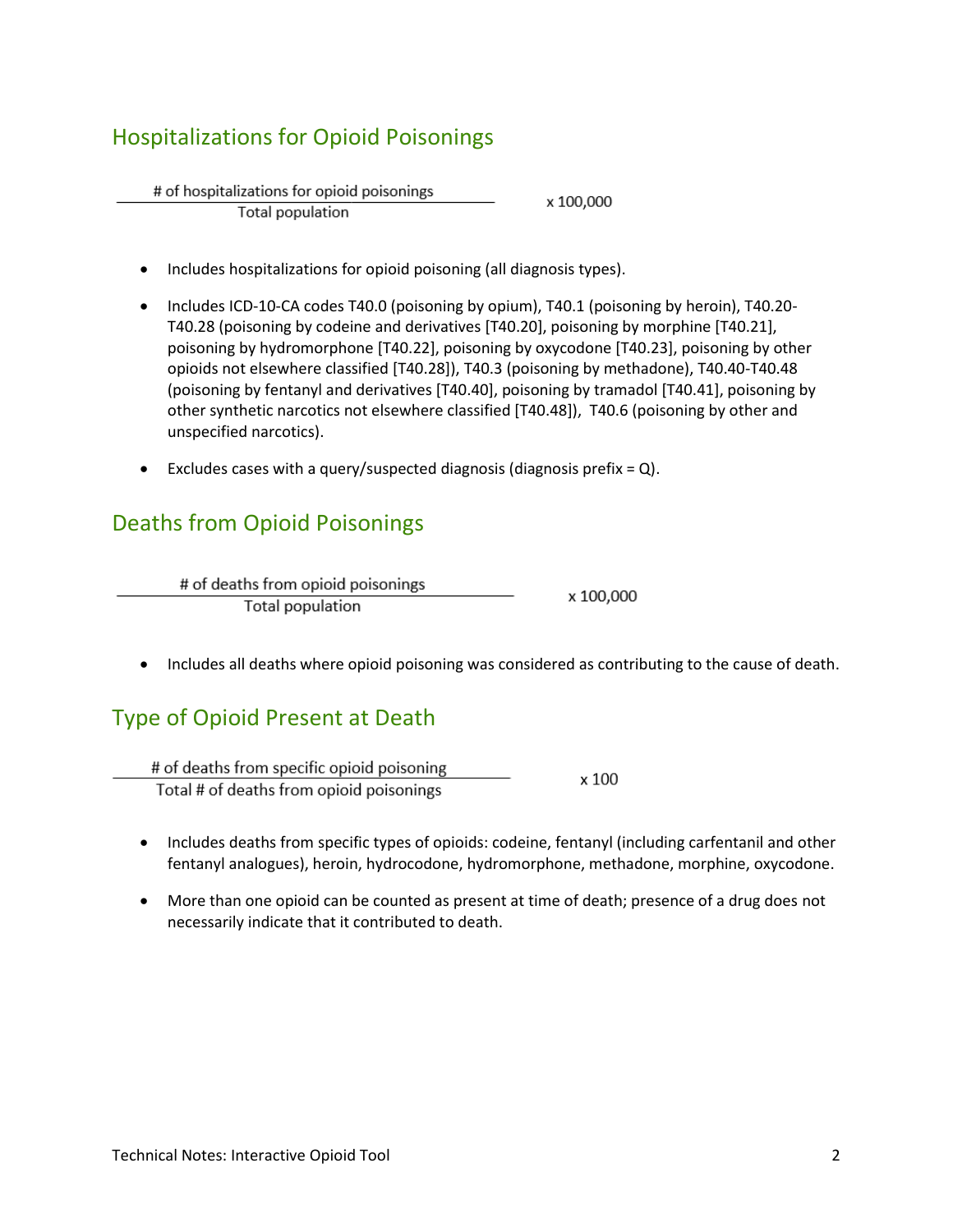## Hospitalizations for Opioid Poisonings

$$\frac{\text{\# of hospitalizations for opioid poisonings}}{\text{Total population}} \times 100{,}000$$

- Includes hospitalizations for opioid poisoning (all diagnosis types).
- Includes ICD-10-CA codes T40.0 (poisoning by opium), T40.1 (poisoning by heroin), T40.20-T40.28 (poisoning by codeine and derivatives [T40.20], poisoning by morphine [T40.21], poisoning by hydromorphone [T40.22], poisoning by oxycodone [T40.23], poisoning by other opioids not elsewhere classified [T40.28]), T40.3 (poisoning by methadone), T40.40-T40.48 (poisoning by fentanyl and derivatives [T40.40], poisoning by tramadol [T40.41], poisoning by other synthetic narcotics not elsewhere classified [T40.48]), T40.6 (poisoning by other and unspecified narcotics).
- Excludes cases with a query/suspected diagnosis (diagnosis prefix = Q).

## Deaths from Opioid Poisonings

$$\frac{\text{\# of deaths from opioid poisonings}}{\text{Total population}} \times 100{,}000$$

- Includes all deaths where opioid poisoning was considered as contributing to the cause of death.

## Type of Opioid Present at Death

$$\frac{\text{\# of deaths from specific opioid poisoning}}{\text{Total \# of deaths from opioid poisonings}} \times 100$$

- Includes deaths from specific types of opioids: codeine, fentanyl (including carfentanil and other fentanyl analogues), heroin, hydrocodone, hydromorphone, methadone, morphine, oxycodone.
- More than one opioid can be counted as present at time of death; presence of a drug does not necessarily indicate that it contributed to death.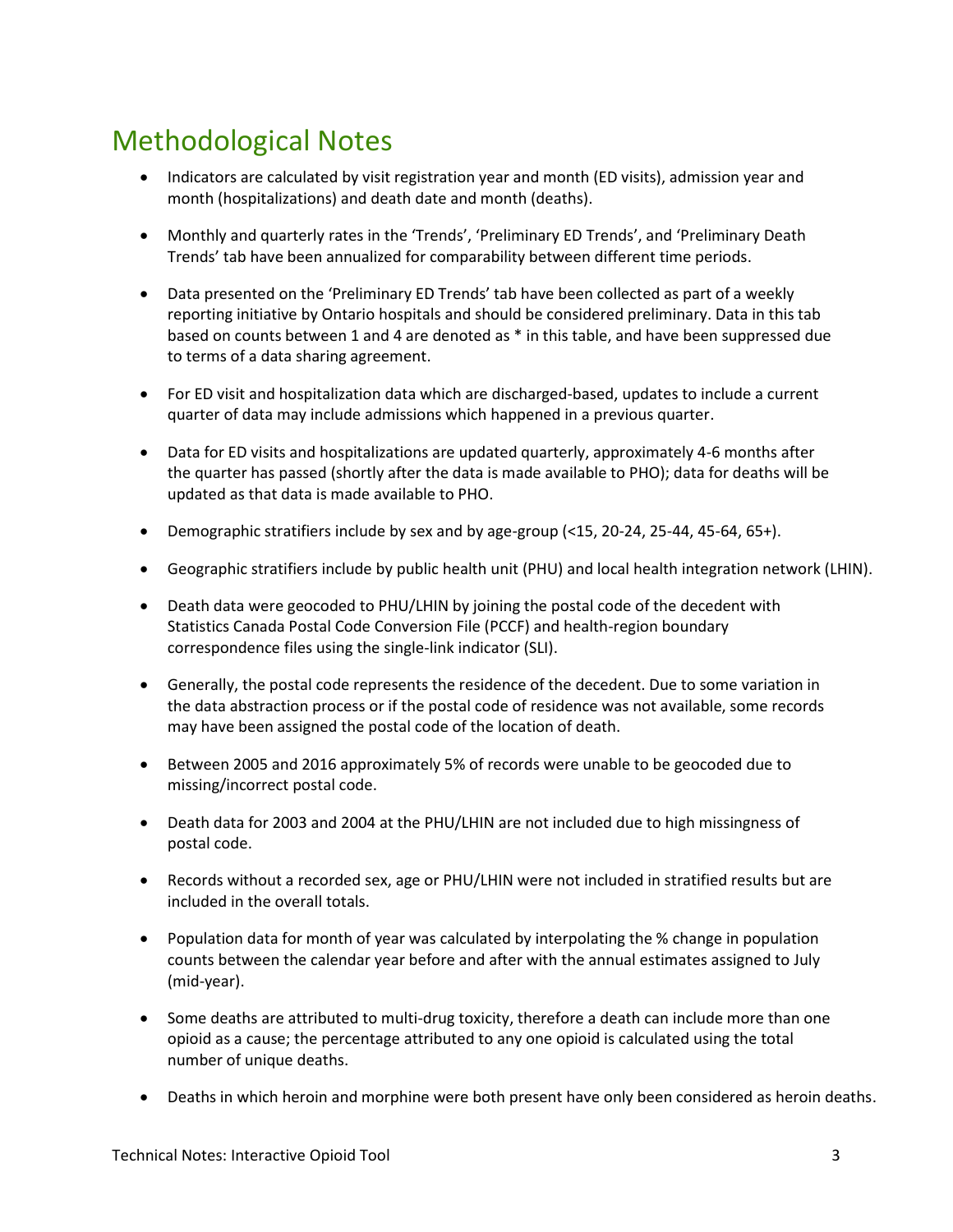## Methodological Notes

- Indicators are calculated by visit registration year and month (ED visits), admission year and month (hospitalizations) and death date and month (deaths).
- Monthly and quarterly rates in the 'Trends', 'Preliminary ED Trends', and 'Preliminary Death Trends' tab have been annualized for comparability between different time periods.
- Data presented on the 'Preliminary ED Trends' tab have been collected as part of a weekly reporting initiative by Ontario hospitals and should be considered preliminary. Data in this tab based on counts between 1 and 4 are denoted as * in this table, and have been suppressed due to terms of a data sharing agreement.
- For ED visit and hospitalization data which are discharged-based, updates to include a current quarter of data may include admissions which happened in a previous quarter.
- Data for ED visits and hospitalizations are updated quarterly, approximately 4-6 months after the quarter has passed (shortly after the data is made available to PHO); data for deaths will be updated as that data is made available to PHO.
- Demographic stratifiers include by sex and by age-group (<15, 20-24, 25-44, 45-64, 65+).
- Geographic stratifiers include by public health unit (PHU) and local health integration network (LHIN).
- Death data were geocoded to PHU/LHIN by joining the postal code of the decedent with Statistics Canada Postal Code Conversion File (PCCF) and health-region boundary correspondence files using the single-link indicator (SLI).
- Generally, the postal code represents the residence of the decedent. Due to some variation in the data abstraction process or if the postal code of residence was not available, some records may have been assigned the postal code of the location of death.
- Between 2005 and 2016 approximately 5% of records were unable to be geocoded due to missing/incorrect postal code.
- Death data for 2003 and 2004 at the PHU/LHIN are not included due to high missingness of postal code.
- Records without a recorded sex, age or PHU/LHIN were not included in stratified results but are included in the overall totals.
- Population data for month of year was calculated by interpolating the % change in population counts between the calendar year before and after with the annual estimates assigned to July (mid-year).
- Some deaths are attributed to multi-drug toxicity, therefore a death can include more than one opioid as a cause; the percentage attributed to any one opioid is calculated using the total number of unique deaths.
- Deaths in which heroin and morphine were both present have only been considered as heroin deaths.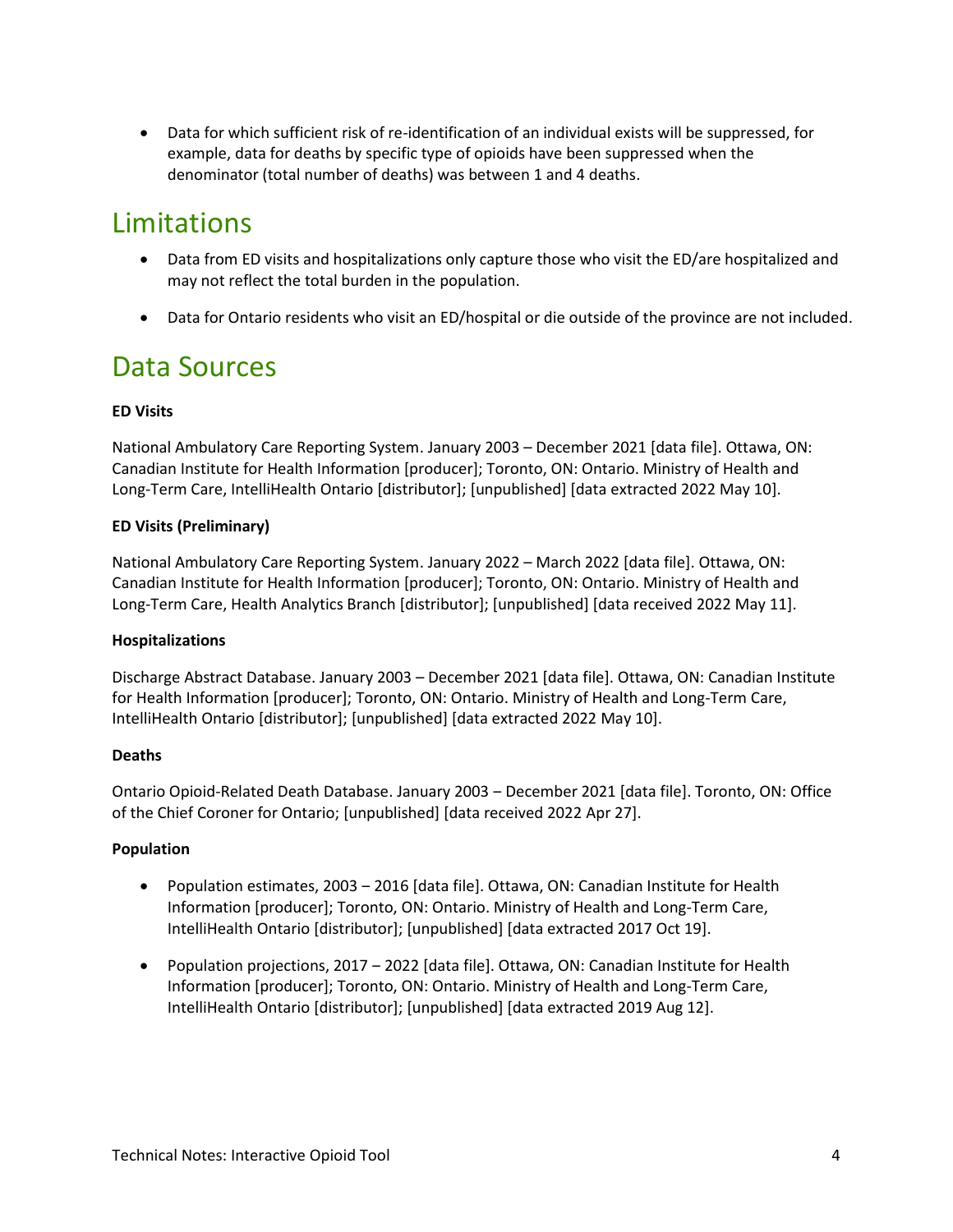- Data for which sufficient risk of re-identification of an individual exists will be suppressed, for example, data for deaths by specific type of opioids have been suppressed when the denominator (total number of deaths) was between 1 and 4 deaths.

# Limitations

- Data from ED visits and hospitalizations only capture those who visit the ED/are hospitalized and may not reflect the total burden in the population.
- Data for Ontario residents who visit an ED/hospital or die outside of the province are not included.

# Data Sources

**ED Visits**

National Ambulatory Care Reporting System. January 2003 – December 2021 [data file]. Ottawa, ON: Canadian Institute for Health Information [producer]; Toronto, ON: Ontario. Ministry of Health and Long-Term Care, IntelliHealth Ontario [distributor]; [unpublished] [data extracted 2022 May 10].

**ED Visits (Preliminary)**

National Ambulatory Care Reporting System. January 2022 – March 2022 [data file]. Ottawa, ON: Canadian Institute for Health Information [producer]; Toronto, ON: Ontario. Ministry of Health and Long-Term Care, Health Analytics Branch [distributor]; [unpublished] [data received 2022 May 11].

**Hospitalizations**

Discharge Abstract Database. January 2003 – December 2021 [data file]. Ottawa, ON: Canadian Institute for Health Information [producer]; Toronto, ON: Ontario. Ministry of Health and Long-Term Care, IntelliHealth Ontario [distributor]; [unpublished] [data extracted 2022 May 10].

**Deaths**

Ontario Opioid-Related Death Database. January 2003 – December 2021 [data file]. Toronto, ON: Office of the Chief Coroner for Ontario; [unpublished] [data received 2022 Apr 27].

**Population**

- Population estimates, 2003 – 2016 [data file]. Ottawa, ON: Canadian Institute for Health Information [producer]; Toronto, ON: Ontario. Ministry of Health and Long-Term Care, IntelliHealth Ontario [distributor]; [unpublished] [data extracted 2017 Oct 19].
- Population projections, 2017 – 2022 [data file]. Ottawa, ON: Canadian Institute for Health Information [producer]; Toronto, ON: Ontario. Ministry of Health and Long-Term Care, IntelliHealth Ontario [distributor]; [unpublished] [data extracted 2019 Aug 12].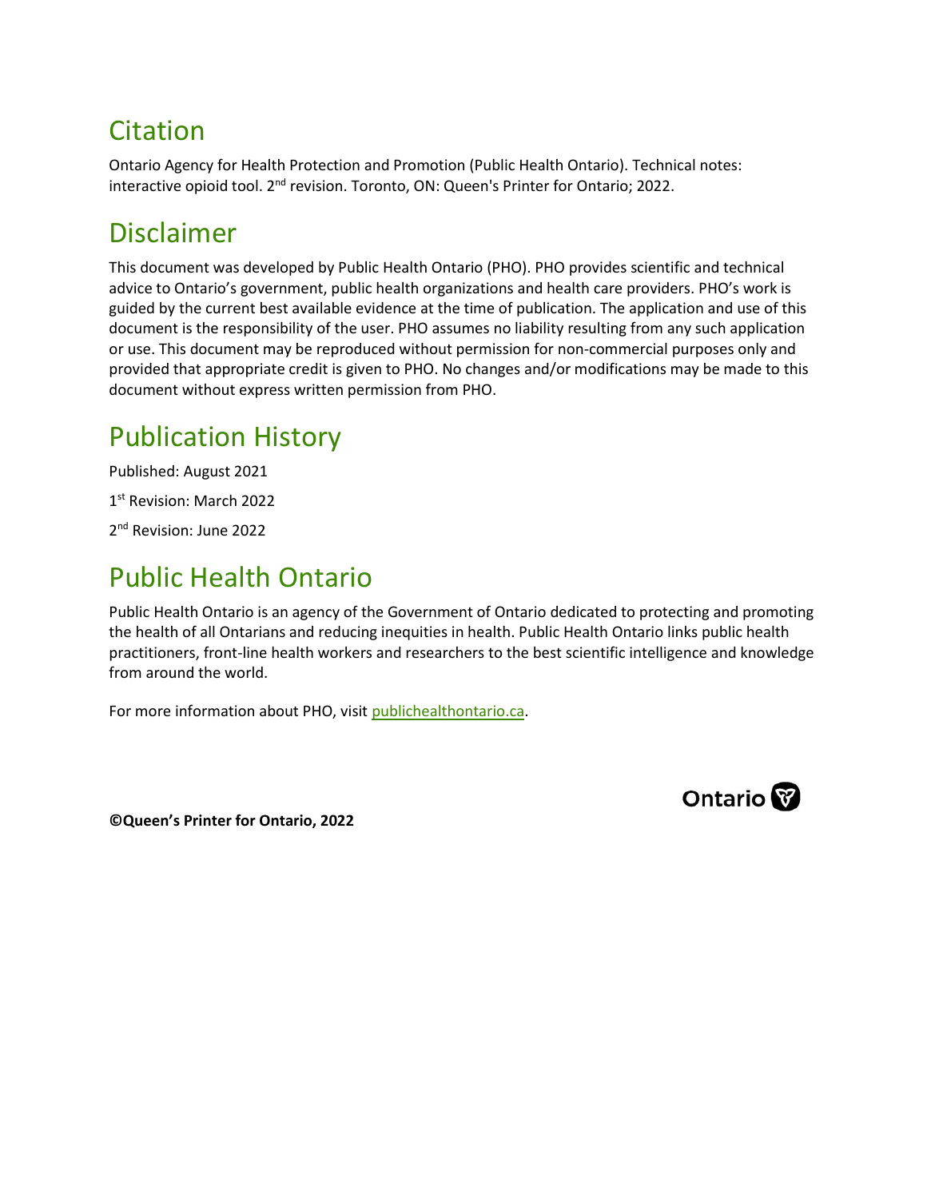## Citation

Ontario Agency for Health Protection and Promotion (Public Health Ontario). Technical notes: interactive opioid tool. 2nd revision. Toronto, ON: Queen's Printer for Ontario; 2022.

## Disclaimer

This document was developed by Public Health Ontario (PHO). PHO provides scientific and technical advice to Ontario's government, public health organizations and health care providers. PHO's work is guided by the current best available evidence at the time of publication. The application and use of this document is the responsibility of the user. PHO assumes no liability resulting from any such application or use. This document may be reproduced without permission for non-commercial purposes only and provided that appropriate credit is given to PHO. No changes and/or modifications may be made to this document without express written permission from PHO.

## Publication History

Published: August 2021

1st Revision: March 2022

2nd Revision: June 2022

## Public Health Ontario

Public Health Ontario is an agency of the Government of Ontario dedicated to protecting and promoting the health of all Ontarians and reducing inequities in health. Public Health Ontario links public health practitioners, front-line health workers and researchers to the best scientific intelligence and knowledge from around the world.

For more information about PHO, visit publichealthontario.ca.

Ontario

**©Queen's Printer for Ontario, 2022**